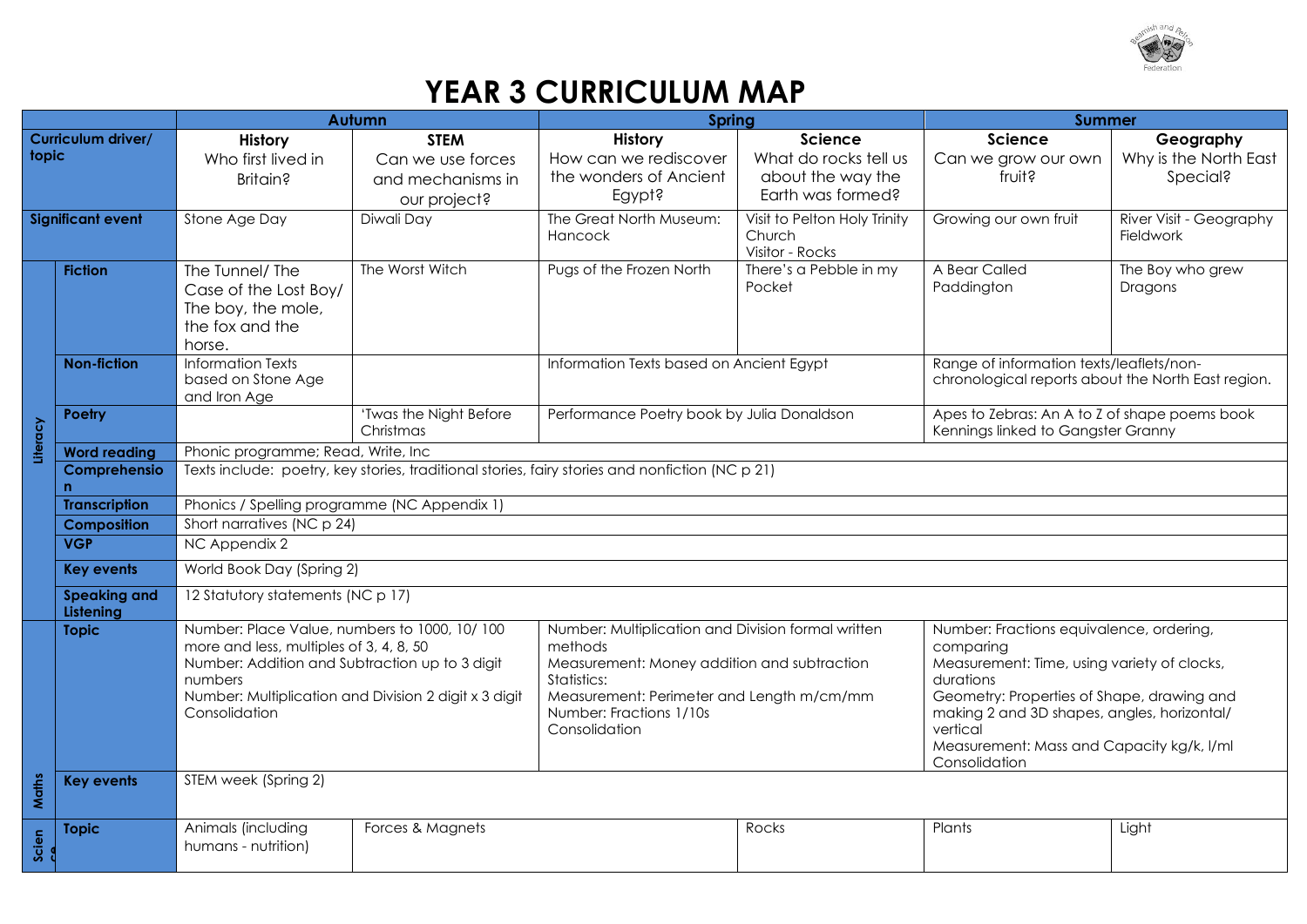# YEAR 3 CURRICULUM MAP

| | | Autumn | | Spring | | Summer | |
|---|---|---|---|---|---|---|---|
| Curriculum driver/ topic | | **History** Who first lived in Britain? | **STEM** Can we use forces and mechanisms in our project? | **History** How can we rediscover the wonders of Ancient Egypt? | **Science** What do rocks tell us about the way the Earth was formed? | **Science** Can we grow our own fruit? | **Geography** Why is the North East Special? |
| Significant event | | Stone Age Day | Diwali Day | The Great North Museum: Hancock | Visit to Pelton Holy Trinity Church Visitor - Rocks | Growing our own fruit | River Visit - Geography Fieldwork |
| Literacy | **Fiction** | The Tunnel/ The Case of the Lost Boy/ The boy, the mole, the fox and the horse. | The Worst Witch | Pugs of the Frozen North | There's a Pebble in my Pocket | A Bear Called Paddington | The Boy who grew Dragons |
| | **Non-fiction** | Information Texts based on Stone Age and Iron Age | | Information Texts based on Ancient Egypt | | Range of information texts/leaflets/non-chronological reports about the North East region. | |
| | **Poetry** | | 'Twas the Night Before Christmas | Performance Poetry book by Julia Donaldson | | Apes to Zebras: An A to Z of shape poems book Kennings linked to Gangster Granny | |
| | **Word reading** | Phonic programme; Read, Write, Inc | | | | | |
| | **Comprehension** | Texts include: poetry, key stories, traditional stories, fairy stories and nonfiction (NC p 21) | | | | | |
| | **Transcription** | Phonics / Spelling programme (NC Appendix 1) | | | | | |
| | **Composition** | Short narratives (NC p 24) | | | | | |
| | **VGP** | NC Appendix 2 | | | | | |
| | **Key events** | World Book Day (Spring 2) | | | | | |
| | **Speaking and Listening** | 12 Statutory statements (NC p 17) | | | | | |
| Maths | **Topic** | Number: Place Value, numbers to 1000, 10/ 100 more and less, multiples of 3, 4, 8, 50<br>Number: Addition and Subtraction up to 3 digit numbers<br>Number: Multiplication and Division 2 digit x 3 digit<br>Consolidation | | Number: Multiplication and Division formal written methods<br>Measurement: Money addition and subtraction<br>Statistics:<br>Measurement: Perimeter and Length m/cm/mm<br>Number: Fractions 1/10s<br>Consolidation | | Number: Fractions equivalence, ordering, comparing<br>Measurement: Time, using variety of clocks, durations<br>Geometry: Properties of Shape, drawing and making 2 and 3D shapes, angles, horizontal/ vertical<br>Measurement: Mass and Capacity kg/k, l/ml<br>Consolidation | |
| | **Key events** | STEM week (Spring 2) | | | | | |
| Science | **Topic** | Animals (including humans - nutrition) | Forces & Magnets | | Rocks | Plants | Light |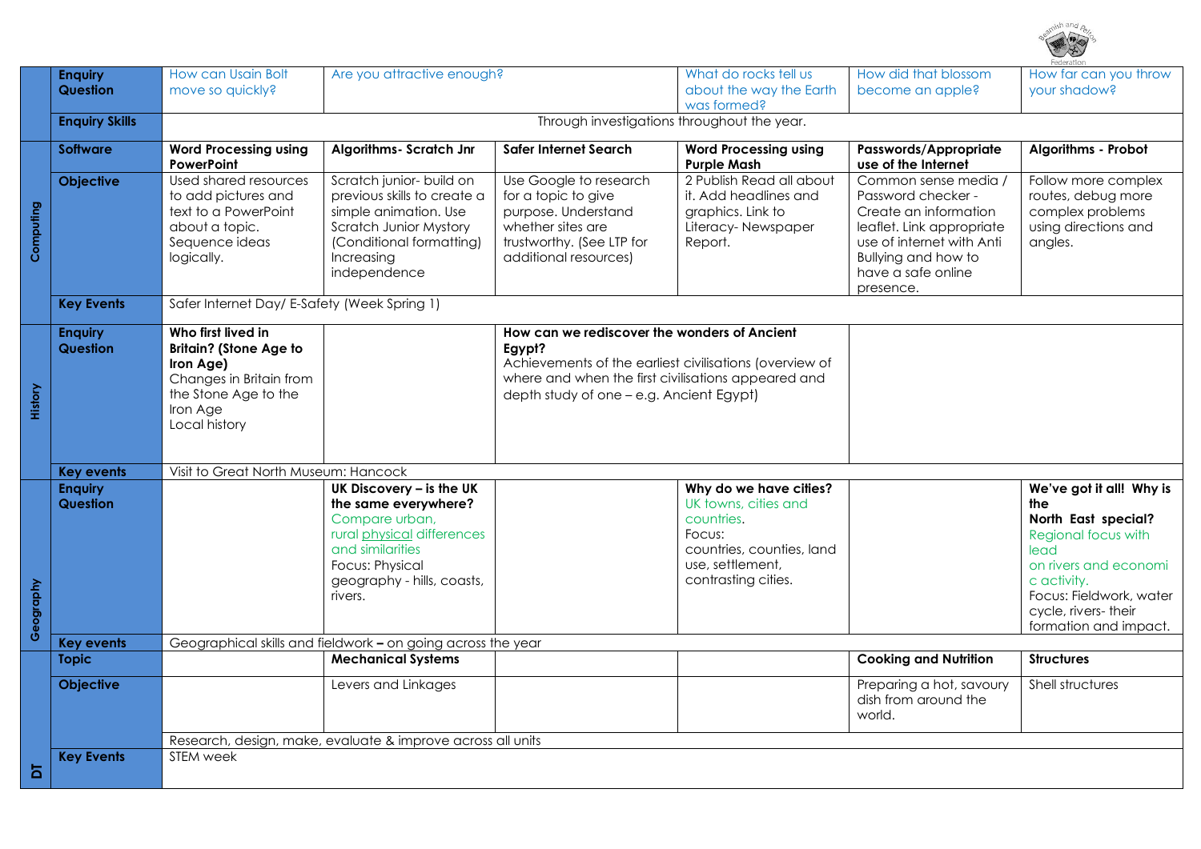| | | | | | | | |
|---|---|---|---|---|---|---|---|
| | **Enquiry Question** | How can Usain Bolt move so quickly? | Are you attractive enough? | | What do rocks tell us about the way the Earth was formed? | How did that blossom become an apple? | How far can you throw your shadow? |
| | **Enquiry Skills** | Through investigations throughout the year. | | | | | |
| **Computing** | **Software** | **Word Processing using PowerPoint** | **Algorithms- Scratch Jnr** | **Safer Internet Search** | **Word Processing using Purple Mash** | **Passwords/Appropriate use of the Internet** | **Algorithms - Probot** |
| | **Objective** | Used shared resources to add pictures and text to a PowerPoint about a topic. Sequence ideas logically. | Scratch junior- build on previous skills to create a simple animation. Use Scratch Junior Mystory (Conditional formatting) Increasing independence | Use Google to research for a topic to give purpose. Understand whether sites are trustworthy. (See LTP for additional resources) | 2 Publish Read all about it. Add headlines and graphics. Link to Literacy- Newspaper Report. | Common sense media / Password checker - Create an information leaflet. Link appropriate use of internet with Anti Bullying and how to have a safe online presence. | Follow more complex routes, debug more complex problems using directions and angles. |
| | **Key Events** | Safer Internet Day/ E-Safety (Week Spring 1) | | | | | |
| **History** | **Enquiry Question** | **Who first lived in Britain? (Stone Age to Iron Age)** Changes in Britain from the Stone Age to the Iron Age Local history | | **How can we rediscover the wonders of Ancient Egypt?** Achievements of the earliest civilisations (overview of where and when the first civilisations appeared and depth study of one – e.g. Ancient Egypt) | | | |
| | **Key events** | Visit to Great North Museum: Hancock | | | | | |
| **Geography** | **Enquiry Question** | | **UK Discovery – is the UK the same everywhere?** Compare urban, rural physical differences and similarities Focus: Physical geography - hills, coasts, rivers. | | **Why do we have cities?** UK towns, cities and countries. Focus: countries, counties, land use, settlement, contrasting cities. | | **We've got it all! Why is the North East special?** Regional focus with lead on rivers and economic activity. Focus: Fieldwork, water cycle, rivers- their formation and impact. |
| | **Key events** | Geographical skills and fieldwork – on going across the year | | | | | |
| **DT** | **Topic** | | **Mechanical Systems** | | | **Cooking and Nutrition** | **Structures** |
| | **Objective** | | Levers and Linkages | | | Preparing a hot, savoury dish from around the world. | Shell structures |
| | | Research, design, make, evaluate & improve across all units | | | | | |
| | **Key Events** | STEM week | | | | | |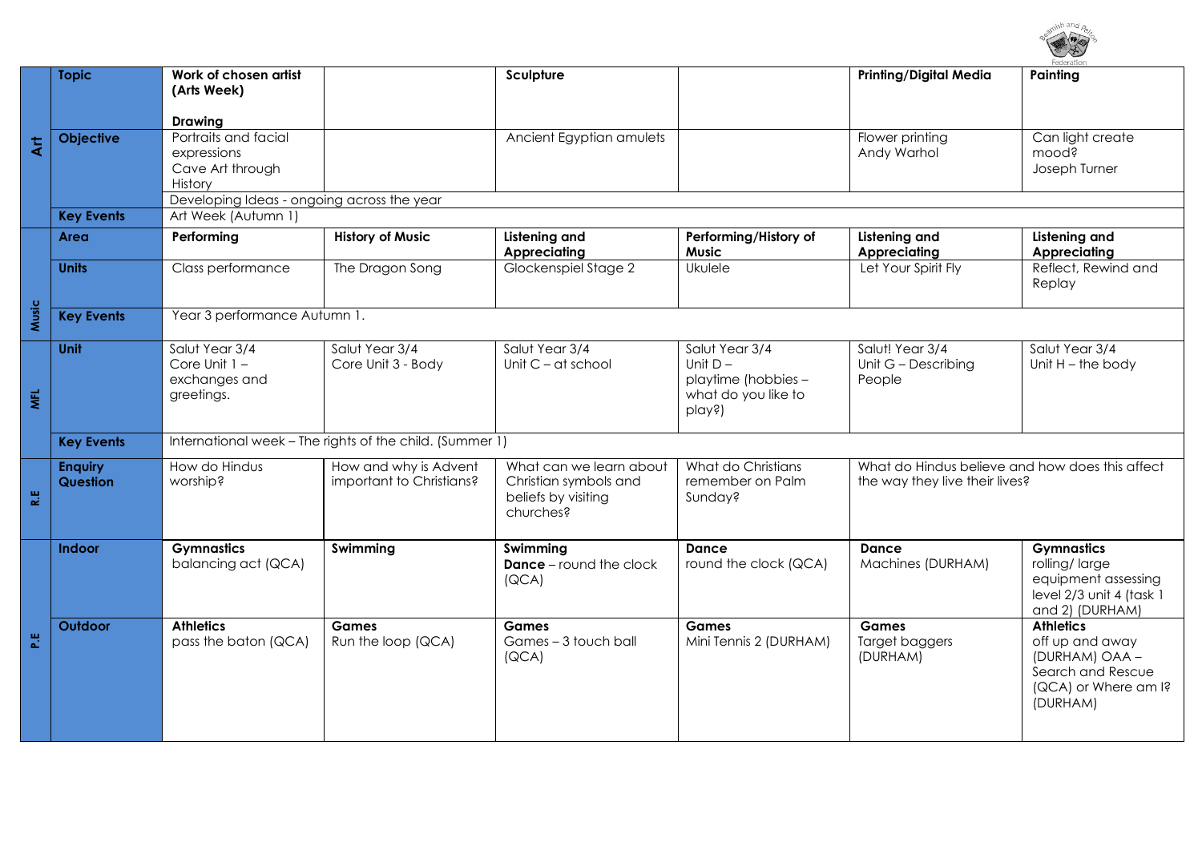| | | | | | | | |
|---|---|---|---|---|---|---|---|
| **Art** | **Topic** | **Work of chosen artist (Arts Week)**<br><br>**Drawing** | | **Sculpture** | | **Printing/Digital Media** | **Painting** |
| | **Objective** | Portraits and facial expressions<br>Cave Art through History | | Ancient Egyptian amulets | | Flower printing<br>Andy Warhol | Can light create mood?<br>Joseph Turner |
| | | Developing Ideas - ongoing across the year | | | | | |
| | **Key Events** | Art Week (Autumn 1) | | | | | |
| **Music** | **Area** | **Performing** | **History of Music** | **Listening and Appreciating** | **Performing/History of Music** | **Listening and Appreciating** | **Listening and Appreciating** |
| | **Units** | Class performance | The Dragon Song | Glockenspiel Stage 2 | Ukulele | Let Your Spirit Fly | Reflect, Rewind and Replay |
| | **Key Events** | Year 3 performance Autumn 1. | | | | | |
| **MFL** | **Unit** | Salut Year 3/4<br>Core Unit 1 – exchanges and greetings. | Salut Year 3/4<br>Core Unit 3 - Body | Salut Year 3/4<br>Unit C – at school | Salut Year 3/4<br>Unit D – playtime (hobbies – what do you like to play?) | Salut! Year 3/4<br>Unit G – Describing People | Salut Year 3/4<br>Unit H – the body |
| | **Key Events** | International week – The rights of the child. (Summer 1) | | | | | |
| **R.E** | **Enquiry Question** | How do Hindus worship? | How and why is Advent important to Christians? | What can we learn about Christian symbols and beliefs by visiting churches? | What do Christians remember on Palm Sunday? | What do Hindus believe and how does this affect the way they live their lives? | |
| **P.E** | **Indoor** | **Gymnastics**<br>balancing act (QCA) | **Swimming** | **Swimming**<br>**Dance** – round the clock (QCA) | **Dance**<br>round the clock (QCA) | **Dance**<br>Machines (DURHAM) | **Gymnastics**<br>rolling/ large equipment assessing level 2/3 unit 4 (task 1 and 2) (DURHAM) |
| | **Outdoor** | **Athletics**<br>pass the baton (QCA) | **Games**<br>Run the loop (QCA) | **Games**<br>Games – 3 touch ball (QCA) | **Games**<br>Mini Tennis 2 (DURHAM) | **Games**<br>Target baggers (DURHAM) | **Athletics**<br>off up and away (DURHAM) OAA – Search and Rescue (QCA) or Where am I? (DURHAM) |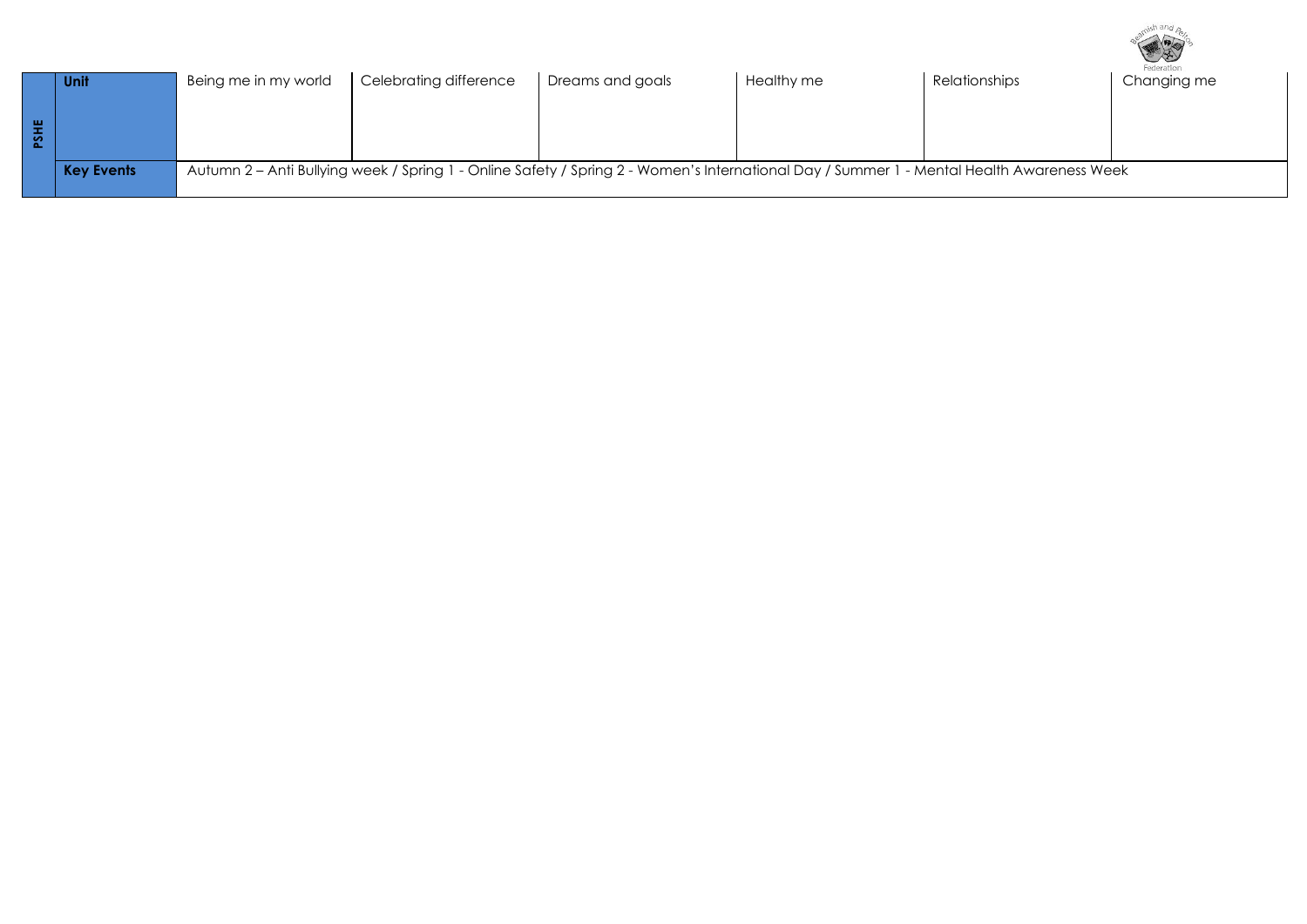| | | | | | | | |
|---|---|---|---|---|---|---|---|
| PSHE | **Unit** | Being me in my world | Celebrating difference | Dreams and goals | Healthy me | Relationships | Changing me |
| | **Key Events** | Autumn 2 – Anti Bullying week / Spring 1 - Online Safety / Spring 2 - Women's International Day / Summer 1 - Mental Health Awareness Week | | | | | |